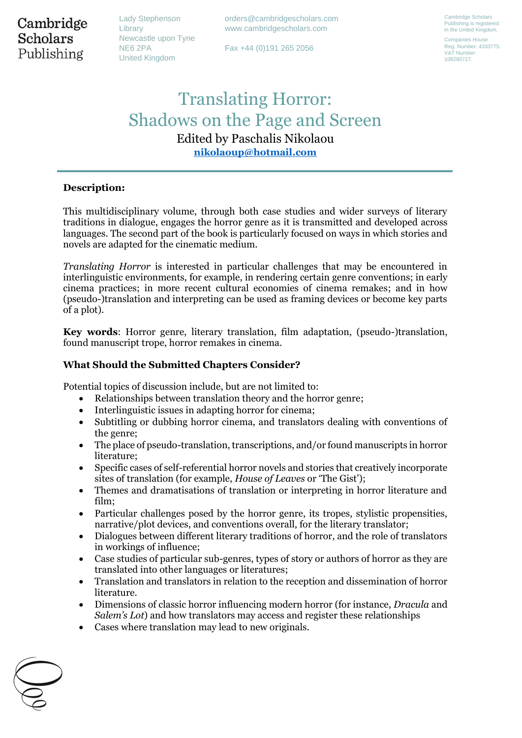Cambridge Scholars Publishing

Lady Stephenson Library
Newcastle upon Tyne
NE6 2PA
United Kingdom

orders@cambridgescholars.com
www.cambridgescholars.com

Fax +44 (0)191 265 2056

Cambridge Scholars Publishing is registered in the United Kingdom.
Companies House Reg. Number: 4333775.
VAT Number: 108280727.

# Translating Horror: Shadows on the Page and Screen

Edited by Paschalis Nikolaou
**nikolaoup@hotmail.com**

---

**Description:**

This multidisciplinary volume, through both case studies and wider surveys of literary traditions in dialogue, engages the horror genre as it is transmitted and developed across languages. The second part of the book is particularly focused on ways in which stories and novels are adapted for the cinematic medium.

*Translating Horror* is interested in particular challenges that may be encountered in interlinguistic environments, for example, in rendering certain genre conventions; in early cinema practices; in more recent cultural economies of cinema remakes; and in how (pseudo-)translation and interpreting can be used as framing devices or become key parts of a plot).

**Key words**: Horror genre, literary translation, film adaptation, (pseudo-)translation, found manuscript trope, horror remakes in cinema.

**What Should the Submitted Chapters Consider?**

Potential topics of discussion include, but are not limited to:

- Relationships between translation theory and the horror genre;
- Interlinguistic issues in adapting horror for cinema;
- Subtitling or dubbing horror cinema, and translators dealing with conventions of the genre;
- The place of pseudo-translation, transcriptions, and/or found manuscripts in horror literature;
- Specific cases of self-referential horror novels and stories that creatively incorporate sites of translation (for example, *House of Leaves* or 'The Gist');
- Themes and dramatisations of translation or interpreting in horror literature and film;
- Particular challenges posed by the horror genre, its tropes, stylistic propensities, narrative/plot devices, and conventions overall, for the literary translator;
- Dialogues between different literary traditions of horror, and the role of translators in workings of influence;
- Case studies of particular sub-genres, types of story or authors of horror as they are translated into other languages or literatures;
- Translation and translators in relation to the reception and dissemination of horror literature.
- Dimensions of classic horror influencing modern horror (for instance, *Dracula* and *Salem's Lot*) and how translators may access and register these relationships
- Cases where translation may lead to new originals.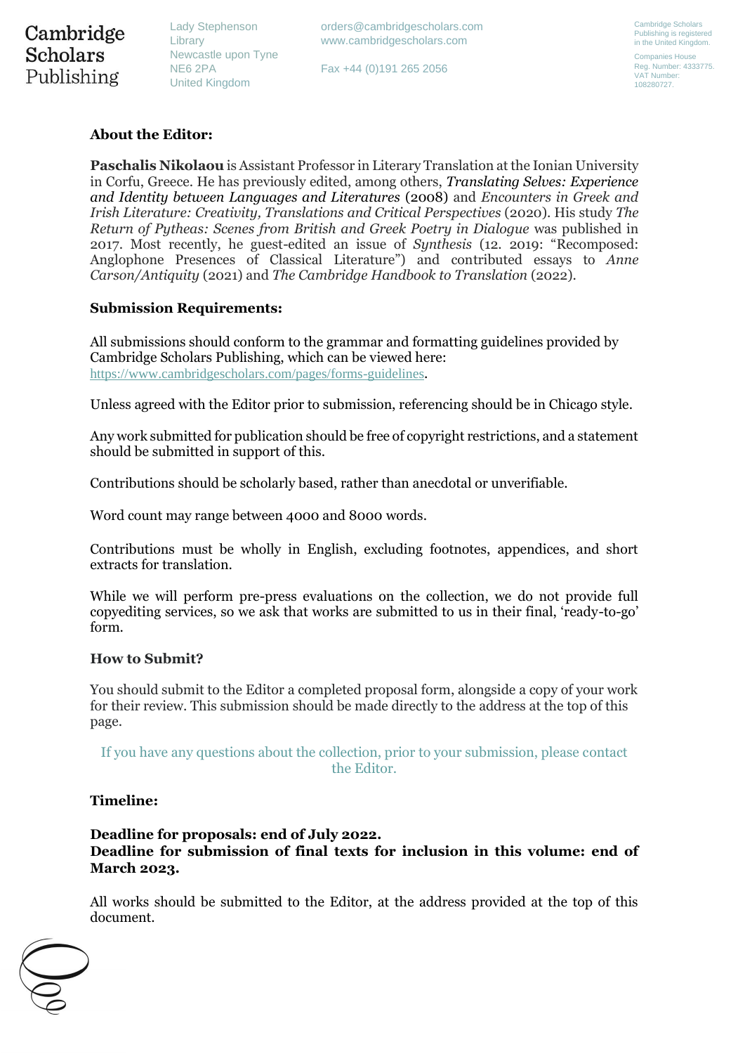**About the Editor:**

**Paschalis Nikolaou** is Assistant Professor in Literary Translation at the Ionian University in Corfu, Greece. He has previously edited, among others, ***Translating Selves: Experience and Identity between Languages and Literatures*** (2008) and *Encounters in Greek and Irish Literature: Creativity, Translations and Critical Perspectives* (2020). His study *The Return of Pytheas: Scenes from British and Greek Poetry in Dialogue* was published in 2017. Most recently, he guest-edited an issue of *Synthesis* (12. 2019: "Recomposed: Anglophone Presences of Classical Literature") and contributed essays to *Anne Carson/Antiquity* (2021) and *The Cambridge Handbook to Translation* (2022).

**Submission Requirements:**

All submissions should conform to the grammar and formatting guidelines provided by Cambridge Scholars Publishing, which can be viewed here: https://www.cambridgescholars.com/pages/forms-guidelines.

Unless agreed with the Editor prior to submission, referencing should be in Chicago style.

Any work submitted for publication should be free of copyright restrictions, and a statement should be submitted in support of this.

Contributions should be scholarly based, rather than anecdotal or unverifiable.

Word count may range between 4000 and 8000 words.

Contributions must be wholly in English, excluding footnotes, appendices, and short extracts for translation.

While we will perform pre-press evaluations on the collection, we do not provide full copyediting services, so we ask that works are submitted to us in their final, 'ready-to-go' form.

**How to Submit?**

You should submit to the Editor a completed proposal form, alongside a copy of your work for their review. This submission should be made directly to the address at the top of this page.

If you have any questions about the collection, prior to your submission, please contact the Editor.

**Timeline:**

**Deadline for proposals: end of July 2022.**
**Deadline for submission of final texts for inclusion in this volume: end of March 2023.**

All works should be submitted to the Editor, at the address provided at the top of this document.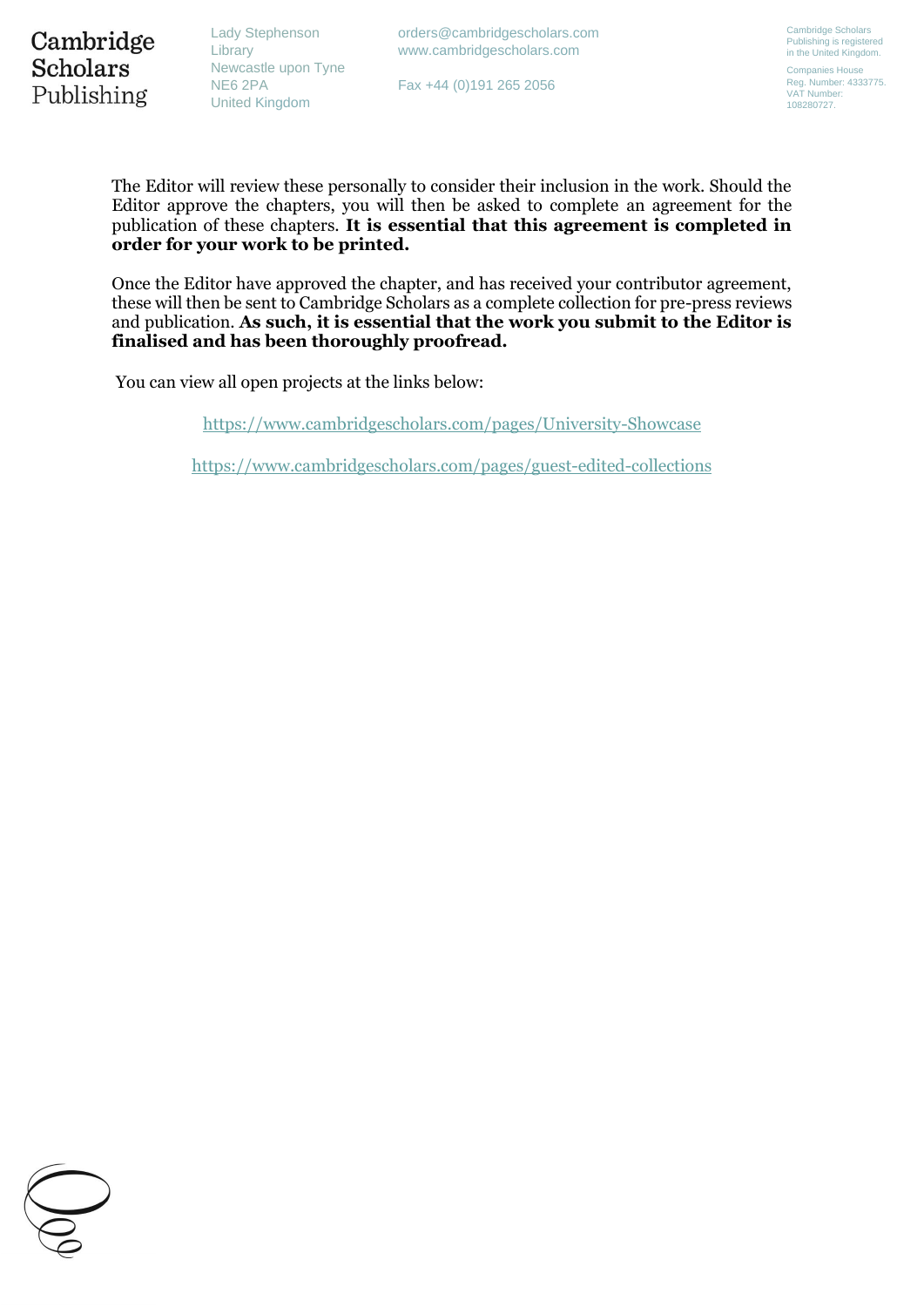The Editor will review these personally to consider their inclusion in the work. Should the Editor approve the chapters, you will then be asked to complete an agreement for the publication of these chapters. **It is essential that this agreement is completed in order for your work to be printed.**

Once the Editor have approved the chapter, and has received your contributor agreement, these will then be sent to Cambridge Scholars as a complete collection for pre-press reviews and publication. **As such, it is essential that the work you submit to the Editor is finalised and has been thoroughly proofread.**

You can view all open projects at the links below:

https://www.cambridgescholars.com/pages/University-Showcase

https://www.cambridgescholars.com/pages/guest-edited-collections